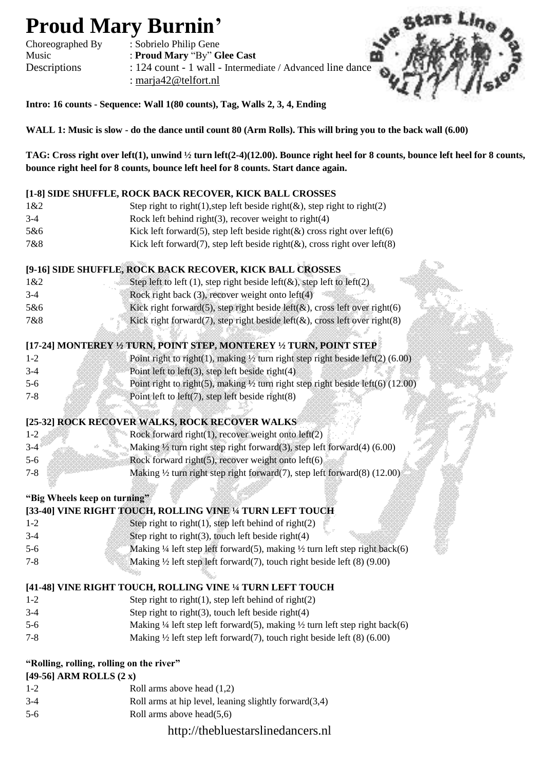# Proud Mary Burnin'

Choreographed By : Sobrielo Philip Gene
Music : **Proud Mary** "By" **Glee Cast**
Descriptions : 124 count - 1 wall - Intermediate / Advanced line dance
: marja42@telfort.nl

**Intro: 16 counts - Sequence: Wall 1(80 counts), Tag, Walls 2, 3, 4, Ending**

**WALL 1: Music is slow - do the dance until count 80 (Arm Rolls). This will bring you to the back wall (6.00)**

**TAG: Cross right over left(1), unwind ½ turn left(2-4)(12.00). Bounce right heel for 8 counts, bounce left heel for 8 counts, bounce right heel for 8 counts, bounce left heel for 8 counts. Start dance again.**

**[1-8] SIDE SHUFFLE, ROCK BACK RECOVER, KICK BALL CROSSES**

| | |
|---|---|
| 1&2 | Step right to right(1),step left beside right(&), step right to right(2) |
| 3-4 | Rock left behind right(3), recover weight to right(4) |
| 5&6 | Kick left forward(5), step left beside right(&) cross right over left(6) |
| 7&8 | Kick left forward(7), step left beside right(&), cross right over left(8) |

**[9-16] SIDE SHUFFLE, ROCK BACK RECOVER, KICK BALL CROSSES**

| | |
|---|---|
| 1&2 | Step left to left (1), step right beside left(&), step left to left(2) |
| 3-4 | Rock right back (3), recover weight onto left(4) |
| 5&6 | Kick right forward(5), step right beside left(&), cross left over right(6) |
| 7&8 | Kick right forward(7), step right beside left(&), cross left over right(8) |

**[17-24] MONTEREY ½ TURN, POINT STEP, MONTEREY ½ TURN, POINT STEP**

| | |
|---|---|
| 1-2 | Point right to right(1), making ½ turn right step right beside left(2) (6.00) |
| 3-4 | Point left to left(3), step left beside right(4) |
| 5-6 | Point right to right(5), making ½ turn right step right beside left(6) (12.00) |
| 7-8 | Point left to left(7), step left beside right(8) |

**[25-32] ROCK RECOVER WALKS, ROCK RECOVER WALKS**

| | |
|---|---|
| 1-2 | Rock forward right(1), recover weight onto left(2) |
| 3-4 | Making ½ turn right step right forward(3), step left forward(4) (6.00) |
| 5-6 | Rock forward right(5), recover weight onto left(6) |
| 7-8 | Making ½ turn right step right forward(7), step left forward(8) (12.00) |

**"Big Wheels keep on turning"**

**[33-40] VINE RIGHT TOUCH, ROLLING VINE ¼ TURN LEFT TOUCH**

| | |
|---|---|
| 1-2 | Step right to right(1), step left behind of right(2) |
| 3-4 | Step right to right(3), touch left beside right(4) |
| 5-6 | Making ¼ left step left forward(5), making ½ turn left step right back(6) |
| 7-8 | Making ½ left step left forward(7), touch right beside left (8) (9.00) |

**[41-48] VINE RIGHT TOUCH, ROLLING VINE ¼ TURN LEFT TOUCH**

| | |
|---|---|
| 1-2 | Step right to right(1), step left behind of right(2) |
| 3-4 | Step right to right(3), touch left beside right(4) |
| 5-6 | Making ¼ left step left forward(5), making ½ turn left step right back(6) |
| 7-8 | Making ½ left step left forward(7), touch right beside left (8) (6.00) |

**"Rolling, rolling, rolling on the river"**

**[49-56] ARM ROLLS (2 x)**

| | |
|---|---|
| 1-2 | Roll arms above head (1,2) |
| 3-4 | Roll arms at hip level, leaning slightly forward(3,4) |
| 5-6 | Roll arms above head(5,6) |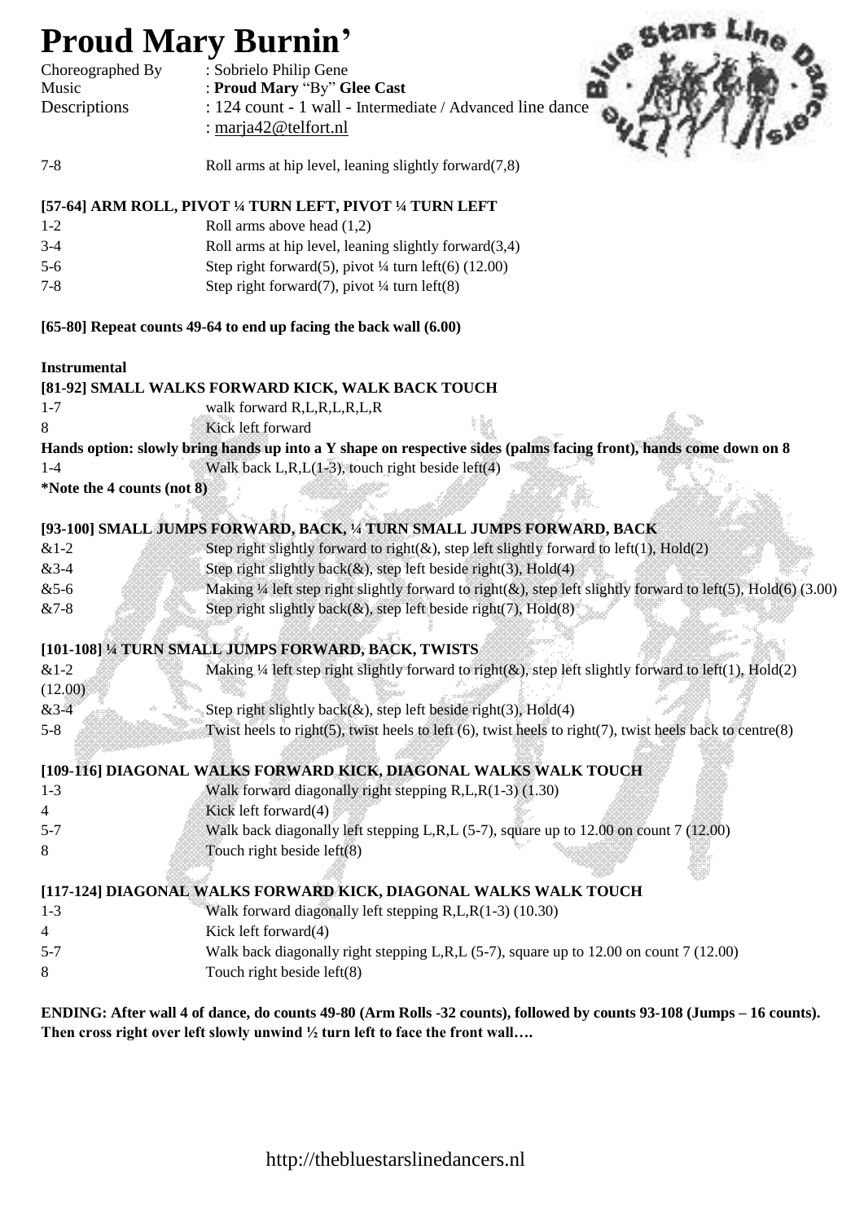# Proud Mary Burnin'

Choreographed By : Sobrielo Philip Gene
Music : **Proud Mary** "By" **Glee Cast**
Descriptions : 124 count - 1 wall - Intermediate / Advanced line dance
: marja42@telfort.nl

7-8 Roll arms at hip level, leaning slightly forward(7,8)

**[57-64] ARM ROLL, PIVOT ¼ TURN LEFT, PIVOT ¼ TURN LEFT**

1-2 Roll arms above head (1,2)
3-4 Roll arms at hip level, leaning slightly forward(3,4)
5-6 Step right forward(5), pivot ¼ turn left(6) (12.00)
7-8 Step right forward(7), pivot ¼ turn left(8)

**[65-80] Repeat counts 49-64 to end up facing the back wall (6.00)**

**Instrumental**

**[81-92] SMALL WALKS FORWARD KICK, WALK BACK TOUCH**

1-7 walk forward R,L,R,L,R,L,R
8 Kick left forward

**Hands option: slowly bring hands up into a Y shape on respective sides (palms facing front), hands come down on 8**

1-4 Walk back L,R,L(1-3), touch right beside left(4)

***Note the 4 counts (not 8)**

**[93-100] SMALL JUMPS FORWARD, BACK, ¼ TURN SMALL JUMPS FORWARD, BACK**

&1-2 Step right slightly forward to right(&), step left slightly forward to left(1), Hold(2)
&3-4 Step right slightly back(&), step left beside right(3), Hold(4)
&5-6 Making ¼ left step right slightly forward to right(&), step left slightly forward to left(5), Hold(6) (3.00)
&7-8 Step right slightly back(&), step left beside right(7), Hold(8)

**[101-108] ¼ TURN SMALL JUMPS FORWARD, BACK, TWISTS**

&1-2 Making ¼ left step right slightly forward to right(&), step left slightly forward to left(1), Hold(2) (12.00)
&3-4 Step right slightly back(&), step left beside right(3), Hold(4)
5-8 Twist heels to right(5), twist heels to left (6), twist heels to right(7), twist heels back to centre(8)

**[109-116] DIAGONAL WALKS FORWARD KICK, DIAGONAL WALKS WALK TOUCH**

1-3 Walk forward diagonally right stepping R,L,R(1-3) (1.30)
4 Kick left forward(4)
5-7 Walk back diagonally left stepping L,R,L (5-7), square up to 12.00 on count 7 (12.00)
8 Touch right beside left(8)

**[117-124] DIAGONAL WALKS FORWARD KICK, DIAGONAL WALKS WALK TOUCH**

1-3 Walk forward diagonally left stepping R,L,R(1-3) (10.30)
4 Kick left forward(4)
5-7 Walk back diagonally right stepping L,R,L (5-7), square up to 12.00 on count 7 (12.00)
8 Touch right beside left(8)

**ENDING: After wall 4 of dance, do counts 49-80 (Arm Rolls -32 counts), followed by counts 93-108 (Jumps – 16 counts). Then cross right over left slowly unwind ½ turn left to face the front wall….**

http://thebluestarslinedancers.nl